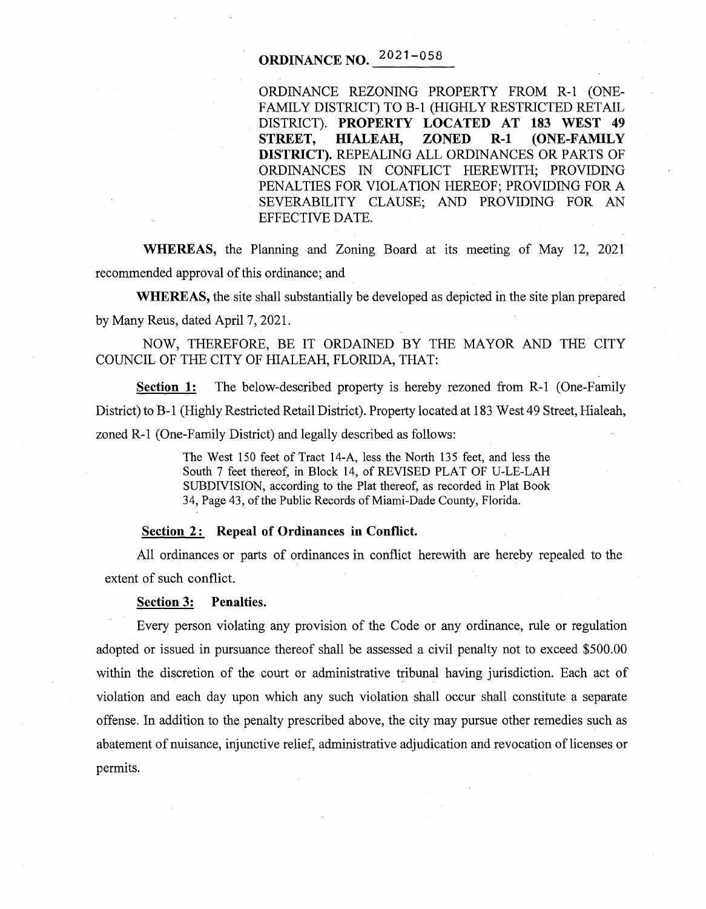# ORDINANCE NO. 2021-058

ORDINANCE REZONING PROPERTY FROM R-1 (ONE-FAMILY DISTRICT) TO B-1 (HIGHLY RESTRICTED RETAIL DISTRICT). **PROPERTY LOCATED AT 183 WEST 49 STREET, HIALEAH, ZONED R-1 (ONE-FAMILY DISTRICT).** REPEALING ALL ORDINANCES OR PARTS OF ORDINANCES IN CONFLICT HEREWITH; PROVIDING PENALTIES FOR VIOLATION HEREOF; PROVIDING FOR A SEVERABILITY CLAUSE; AND PROVIDING FOR AN EFFECTIVE DATE.

**WHEREAS,** the Planning and Zoning Board at its meeting of May 12, 2021 recommended approval of this ordinance; and

**WHEREAS,** the site shall substantially be developed as depicted in the site plan prepared by Many Reus, dated April 7, 2021.

NOW, THEREFORE, BE IT ORDAINED BY THE MAYOR AND THE CITY COUNCIL OF THE CITY OF HIALEAH, FLORIDA, THAT:

**Section 1:** The below-described property is hereby rezoned from R-1 (One-Family District) to B-1 (Highly Restricted Retail District). Property located at 183 West 49 Street, Hialeah, zoned R-1 (One-Family District) and legally described as follows:

> The West 150 feet of Tract 14-A, less the North 135 feet, and less the South 7 feet thereof, in Block 14, of REVISED PLAT OF U-LE-LAH SUBDIVISION, according to the Plat thereof, as recorded in Plat Book 34, Page 43, of the Public Records of Miami-Dade County, Florida.

**Section 2: Repeal of Ordinances in Conflict.**

All ordinances or parts of ordinances in conflict herewith are hereby repealed to the extent of such conflict.

**Section 3: Penalties.**

Every person violating any provision of the Code or any ordinance, rule or regulation adopted or issued in pursuance thereof shall be assessed a civil penalty not to exceed $500.00 within the discretion of the court or administrative tribunal having jurisdiction. Each act of violation and each day upon which any such violation shall occur shall constitute a separate offense. In addition to the penalty prescribed above, the city may pursue other remedies such as abatement of nuisance, injunctive relief, administrative adjudication and revocation of licenses or permits.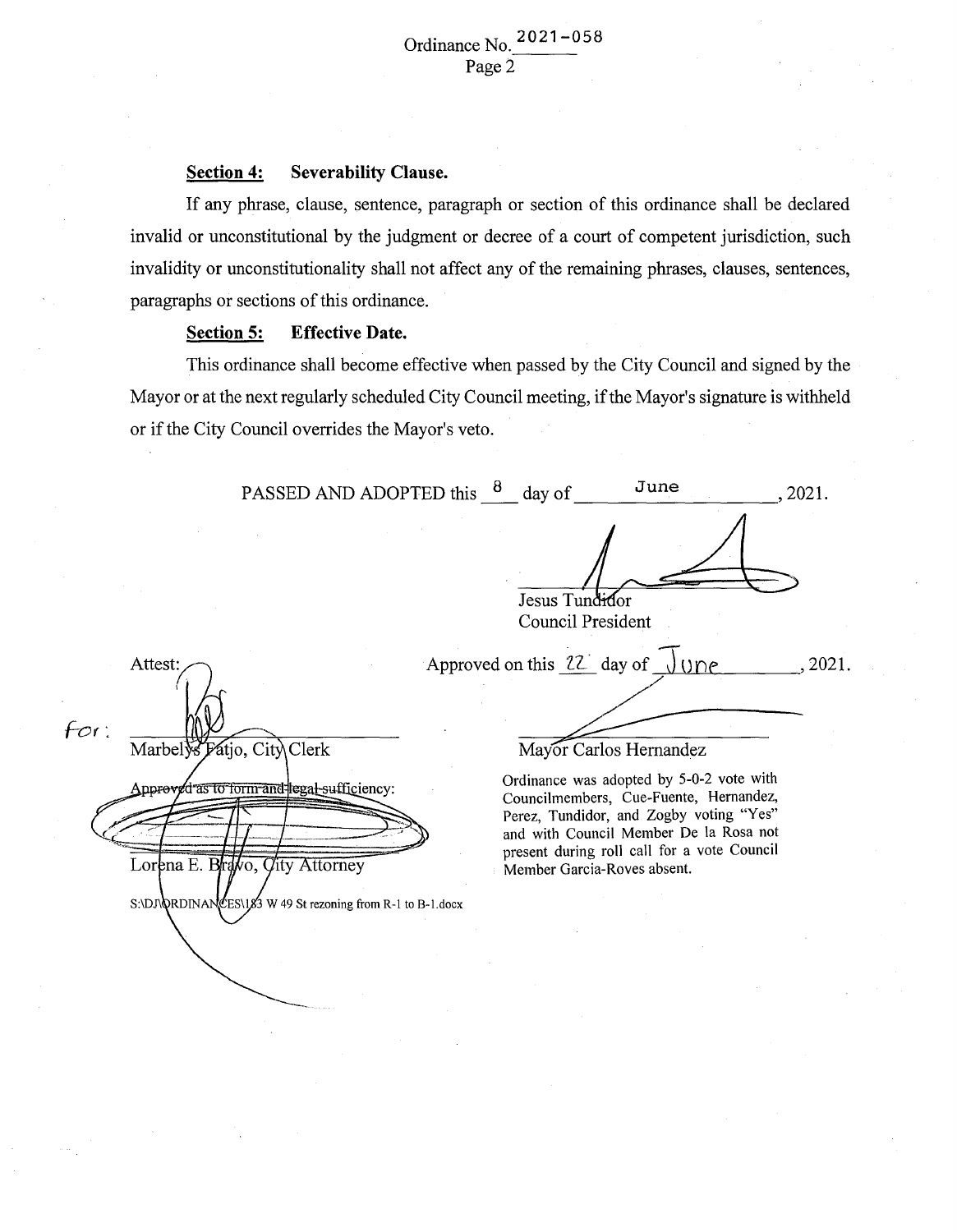Ordinance No. 2021-058

**Section 4: Severability Clause.**

If any phrase, clause, sentence, paragraph or section of this ordinance shall be declared invalid or unconstitutional by the judgment or decree of a court of competent jurisdiction, such invalidity or unconstitutionality shall not affect any of the remaining phrases, clauses, sentences, paragraphs or sections of this ordinance.

**Section 5: Effective Date.**

This ordinance shall become effective when passed by the City Council and signed by the Mayor or at the next regularly scheduled City Council meeting, if the Mayor's signature is withheld or if the City Council overrides the Mayor's veto.

PASSED AND ADOPTED this 8 day of June, 2021.

Jesus Tundidor
Council President

Approved on this 22 day of June, 2021.

Mayor Carlos Hernandez

Attest:

For: Marbelys Fatjo, City Clerk

Approved as to form and legal sufficiency:

Lorena E. Bravo, City Attorney

S:\DJ\ORDINANCES\183 W 49 St rezoning from R-1 to B-1.docx

Ordinance was adopted by 5-0-2 vote with Councilmembers, Cue-Fuente, Hernandez, Perez, Tundidor, and Zogby voting "Yes" and with Council Member De la Rosa not present during roll call for a vote Council Member Garcia-Roves absent.